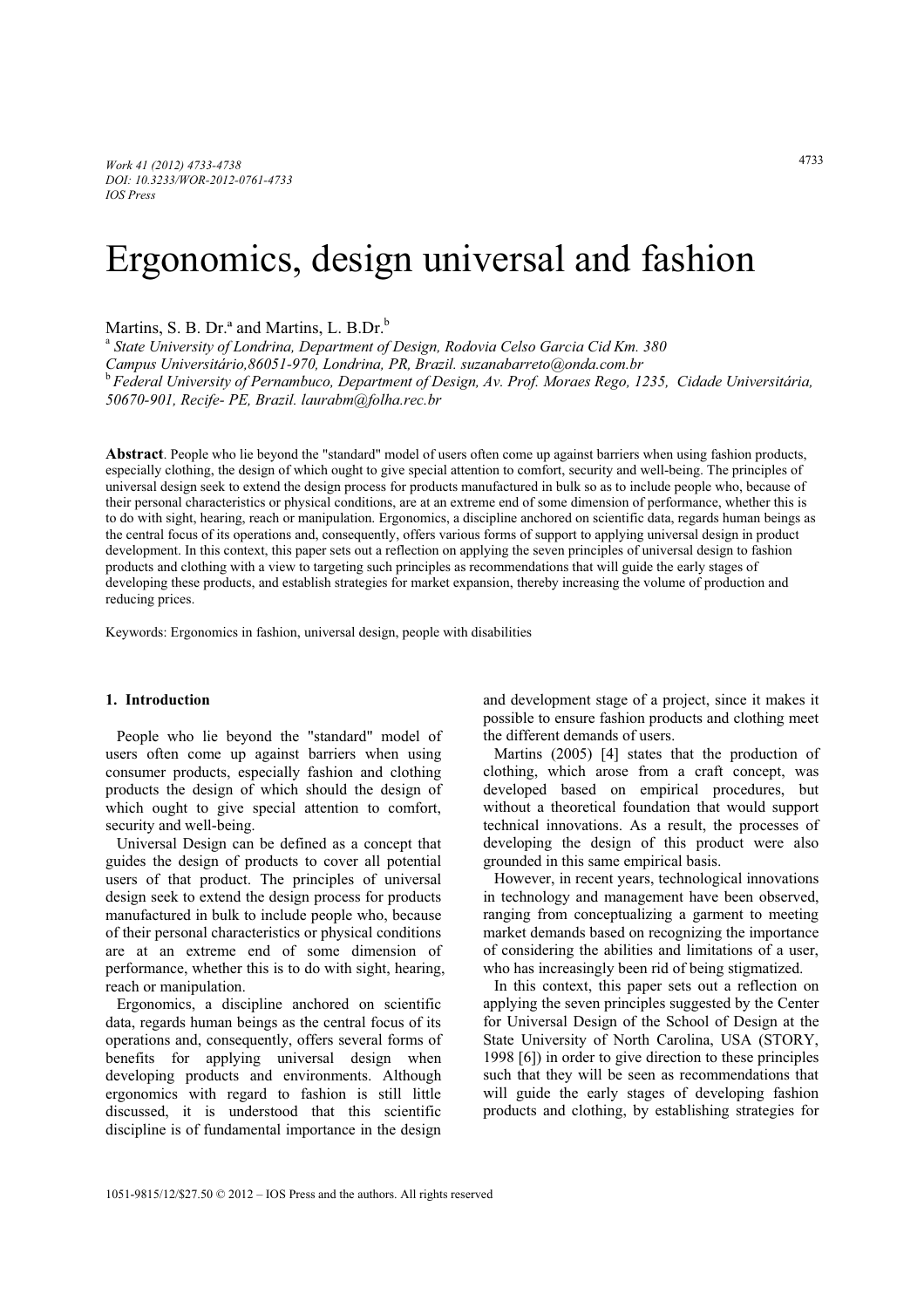# Ergonomics, design universal and fashion

Martins, S. B. Dr.[a] and Martins, L. B.Dr.[b]

[a] *State University of Londrina, Department of Design, Rodovia Celso Garcia Cid Km. 380 Campus Universitário,86051-970, Londrina, PR, Brazil. suzanabarreto@onda.com.br*

[b] *Federal University of Pernambuco, Department of Design, Av. Prof. Moraes Rego, 1235, Cidade Universitária, 50670-901, Recife- PE, Brazil. laurabm@folha.rec.br*

**Abstract**. People who lie beyond the "standard" model of users often come up against barriers when using fashion products, especially clothing, the design of which ought to give special attention to comfort, security and well-being. The principles of universal design seek to extend the design process for products manufactured in bulk so as to include people who, because of their personal characteristics or physical conditions, are at an extreme end of some dimension of performance, whether this is to do with sight, hearing, reach or manipulation. Ergonomics, a discipline anchored on scientific data, regards human beings as the central focus of its operations and, consequently, offers various forms of support to applying universal design in product development. In this context, this paper sets out a reflection on applying the seven principles of universal design to fashion products and clothing with a view to targeting such principles as recommendations that will guide the early stages of developing these products, and establish strategies for market expansion, thereby increasing the volume of production and reducing prices.

Keywords: Ergonomics in fashion, universal design, people with disabilities

## 1. Introduction

People who lie beyond the "standard" model of users often come up against barriers when using consumer products, especially fashion and clothing products the design of which should the design of which ought to give special attention to comfort, security and well-being.

Universal Design can be defined as a concept that guides the design of products to cover all potential users of that product. The principles of universal design seek to extend the design process for products manufactured in bulk to include people who, because of their personal characteristics or physical conditions are at an extreme end of some dimension of performance, whether this is to do with sight, hearing, reach or manipulation.

Ergonomics, a discipline anchored on scientific data, regards human beings as the central focus of its operations and, consequently, offers several forms of benefits for applying universal design when developing products and environments. Although ergonomics with regard to fashion is still little discussed, it is understood that this scientific discipline is of fundamental importance in the design and development stage of a project, since it makes it possible to ensure fashion products and clothing meet the different demands of users.

Martins (2005) [4] states that the production of clothing, which arose from a craft concept, was developed based on empirical procedures, but without a theoretical foundation that would support technical innovations. As a result, the processes of developing the design of this product were also grounded in this same empirical basis.

However, in recent years, technological innovations in technology and management have been observed, ranging from conceptualizing a garment to meeting market demands based on recognizing the importance of considering the abilities and limitations of a user, who has increasingly been rid of being stigmatized.

In this context, this paper sets out a reflection on applying the seven principles suggested by the Center for Universal Design of the School of Design at the State University of North Carolina, USA (STORY, 1998 [6]) in order to give direction to these principles such that they will be seen as recommendations that will guide the early stages of developing fashion products and clothing, by establishing strategies for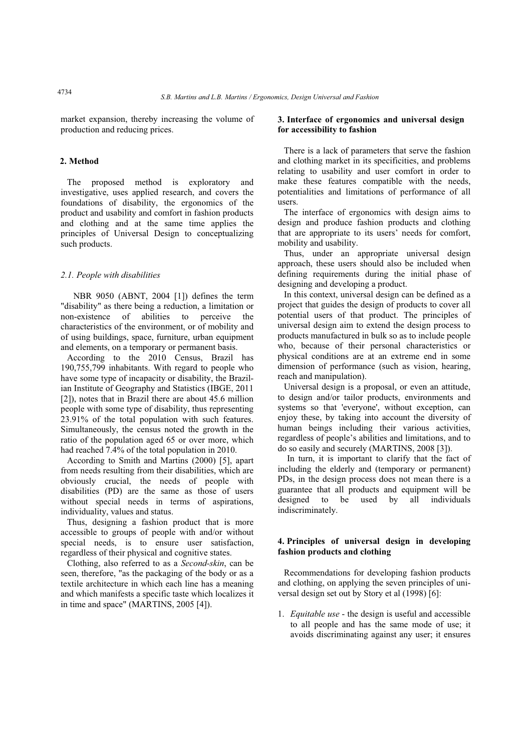market expansion, thereby increasing the volume of production and reducing prices.

## 2. Method

The proposed method is exploratory and investigative, uses applied research, and covers the foundations of disability, the ergonomics of the product and usability and comfort in fashion products and clothing and at the same time applies the principles of Universal Design to conceptualizing such products.

### *2.1. People with disabilities*

NBR 9050 (ABNT, 2004 [1]) defines the term "disability" as there being a reduction, a limitation or non-existence of abilities to perceive the characteristics of the environment, or of mobility and of using buildings, space, furniture, urban equipment and elements, on a temporary or permanent basis.

According to the 2010 Census, Brazil has 190,755,799 inhabitants. With regard to people who have some type of incapacity or disability, the Brazilian Institute of Geography and Statistics (IBGE, 2011 [2]), notes that in Brazil there are about 45.6 million people with some type of disability, thus representing 23.91% of the total population with such features. Simultaneously, the census noted the growth in the ratio of the population aged 65 or over more, which had reached 7.4% of the total population in 2010.

According to Smith and Martins (2000) [5], apart from needs resulting from their disabilities, which are obviously crucial, the needs of people with disabilities (PD) are the same as those of users without special needs in terms of aspirations, individuality, values and status.

Thus, designing a fashion product that is more accessible to groups of people with and/or without special needs, is to ensure user satisfaction, regardless of their physical and cognitive states.

Clothing, also referred to as a *Second-skin*, can be seen, therefore, "as the packaging of the body or as a textile architecture in which each line has a meaning and which manifests a specific taste which localizes it in time and space" (MARTINS, 2005 [4]).

## 3. Interface of ergonomics and universal design for accessibility to fashion

There is a lack of parameters that serve the fashion and clothing market in its specificities, and problems relating to usability and user comfort in order to make these features compatible with the needs, potentialities and limitations of performance of all users.

The interface of ergonomics with design aims to design and produce fashion products and clothing that are appropriate to its users' needs for comfort, mobility and usability.

Thus, under an appropriate universal design approach, these users should also be included when defining requirements during the initial phase of designing and developing a product.

In this context, universal design can be defined as a project that guides the design of products to cover all potential users of that product. The principles of universal design aim to extend the design process to products manufactured in bulk so as to include people who, because of their personal characteristics or physical conditions are at an extreme end in some dimension of performance (such as vision, hearing, reach and manipulation).

Universal design is a proposal, or even an attitude, to design and/or tailor products, environments and systems so that 'everyone', without exception, can enjoy these, by taking into account the diversity of human beings including their various activities, regardless of people's abilities and limitations, and to do so easily and securely (MARTINS, 2008 [3]).

In turn, it is important to clarify that the fact of including the elderly and (temporary or permanent) PDs, in the design process does not mean there is a guarantee that all products and equipment will be designed to be used by all individuals indiscriminately.

## 4. Principles of universal design in developing fashion products and clothing

Recommendations for developing fashion products and clothing, on applying the seven principles of universal design set out by Story et al (1998) [6]:

1. *Equitable use* - the design is useful and accessible to all people and has the same mode of use; it avoids discriminating against any user; it ensures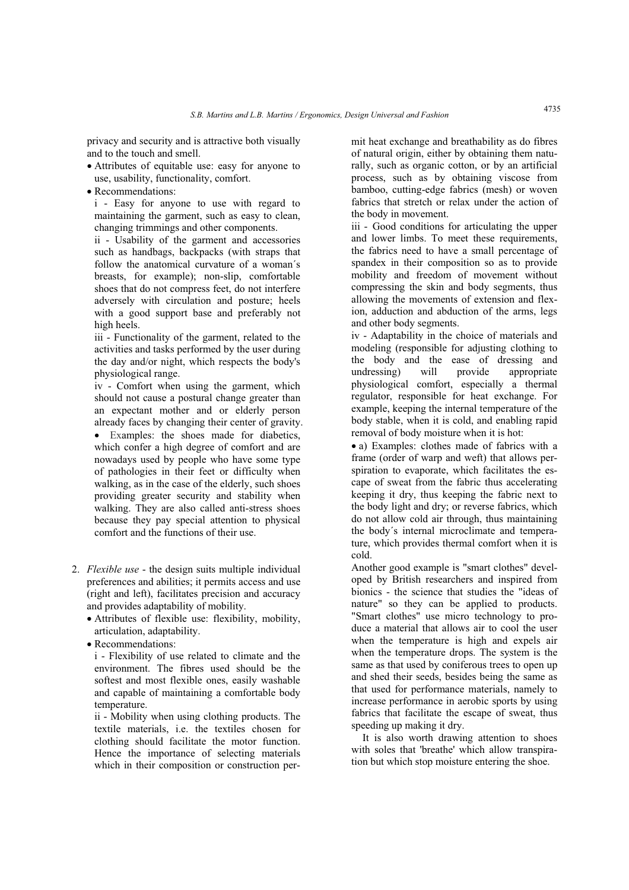privacy and security and is attractive both visually and to the touch and smell.

- Attributes of equitable use: easy for anyone to use, usability, functionality, comfort.
- Recommendations:

  i - Easy for anyone to use with regard to maintaining the garment, such as easy to clean, changing trimmings and other components.

  ii - Usability of the garment and accessories such as handbags, backpacks (with straps that follow the anatomical curvature of a woman´s breasts, for example); non-slip, comfortable shoes that do not compress feet, do not interfere adversely with circulation and posture; heels with a good support base and preferably not high heels.

  iii - Functionality of the garment, related to the activities and tasks performed by the user during the day and/or night, which respects the body's physiological range.

  iv - Comfort when using the garment, which should not cause a postural change greater than an expectant mother and or elderly person already faces by changing their center of gravity.

- Examples: the shoes made for diabetics, which confer a high degree of comfort and are nowadays used by people who have some type of pathologies in their feet or difficulty when walking, as in the case of the elderly, such shoes providing greater security and stability when walking. They are also called anti-stress shoes because they pay special attention to physical comfort and the functions of their use.

2. *Flexible use* - the design suits multiple individual preferences and abilities; it permits access and use (right and left), facilitates precision and accuracy and provides adaptability of mobility.
   - Attributes of flexible use: flexibility, mobility, articulation, adaptability.
   - Recommendations:

     i - Flexibility of use related to climate and the environment. The fibres used should be the softest and most flexible ones, easily washable and capable of maintaining a comfortable body temperature.

     ii - Mobility when using clothing products. The textile materials, i.e. the textiles chosen for clothing should facilitate the motor function. Hence the importance of selecting materials which in their composition or construction permit heat exchange and breathability as do fibres of natural origin, either by obtaining them naturally, such as organic cotton, or by an artificial process, such as by obtaining viscose from bamboo, cutting-edge fabrics (mesh) or woven fabrics that stretch or relax under the action of the body in movement.

     iii - Good conditions for articulating the upper and lower limbs. To meet these requirements, the fabrics need to have a small percentage of spandex in their composition so as to provide mobility and freedom of movement without compressing the skin and body segments, thus allowing the movements of extension and flexion, adduction and abduction of the arms, legs and other body segments.

     iv - Adaptability in the choice of materials and modeling (responsible for adjusting clothing to the body and the ease of dressing and undressing) will provide appropriate physiological comfort, especially a thermal regulator, responsible for heat exchange. For example, keeping the internal temperature of the body stable, when it is cold, and enabling rapid removal of body moisture when it is hot:

   - a) Examples: clothes made of fabrics with a frame (order of warp and weft) that allows perspiration to evaporate, which facilitates the escape of sweat from the fabric thus accelerating keeping it dry, thus keeping the fabric next to the body light and dry; or reverse fabrics, which do not allow cold air through, thus maintaining the body´s internal microclimate and temperature, which provides thermal comfort when it is cold.

   Another good example is "smart clothes" developed by British researchers and inspired from bionics - the science that studies the "ideas of nature" so they can be applied to products. "Smart clothes" use micro technology to produce a material that allows air to cool the user when the temperature is high and expels air when the temperature drops. The system is the same as that used by coniferous trees to open up and shed their seeds, besides being the same as that used for performance materials, namely to increase performance in aerobic sports by using fabrics that facilitate the escape of sweat, thus speeding up making it dry.

   It is also worth drawing attention to shoes with soles that 'breathe' which allow transpiration but which stop moisture entering the shoe.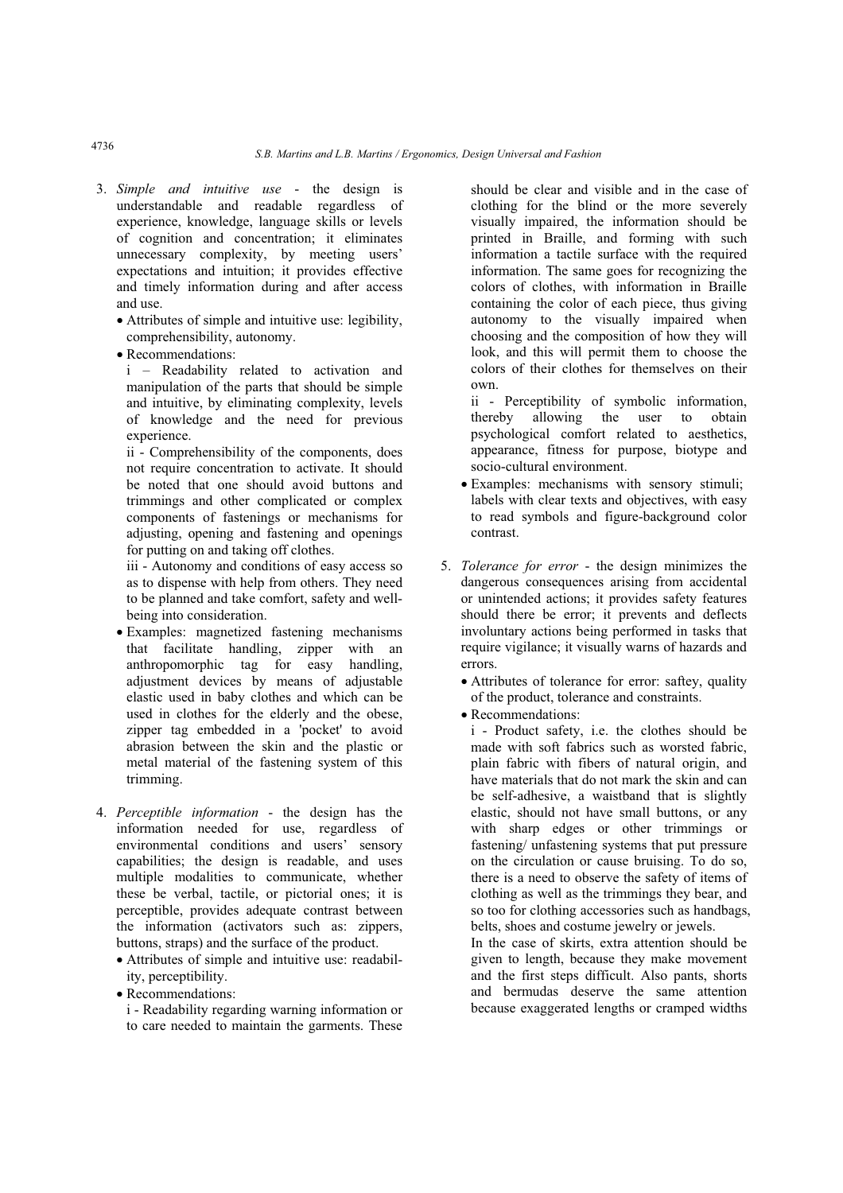3. *Simple and intuitive use* - the design is understandable and readable regardless of experience, knowledge, language skills or levels of cognition and concentration; it eliminates unnecessary complexity, by meeting users' expectations and intuition; it provides effective and timely information during and after access and use.
   - Attributes of simple and intuitive use: legibility, comprehensibility, autonomy.
   - Recommendations:

     i – Readability related to activation and manipulation of the parts that should be simple and intuitive, by eliminating complexity, levels of knowledge and the need for previous experience.

     ii - Comprehensibility of the components, does not require concentration to activate. It should be noted that one should avoid buttons and trimmings and other complicated or complex components of fastenings or mechanisms for adjusting, opening and fastening and openings for putting on and taking off clothes.

     iii - Autonomy and conditions of easy access so as to dispense with help from others. They need to be planned and take comfort, safety and well-being into consideration.
   - Examples: magnetized fastening mechanisms that facilitate handling, zipper with an anthropomorphic tag for easy handling, adjustment devices by means of adjustable elastic used in baby clothes and which can be used in clothes for the elderly and the obese, zipper tag embedded in a 'pocket' to avoid abrasion between the skin and the plastic or metal material of the fastening system of this trimming.

4. *Perceptible information* - the design has the information needed for use, regardless of environmental conditions and users' sensory capabilities; the design is readable, and uses multiple modalities to communicate, whether these be verbal, tactile, or pictorial ones; it is perceptible, provides adequate contrast between the information (activators such as: zippers, buttons, straps) and the surface of the product.
   - Attributes of simple and intuitive use: readability, perceptibility.
   - Recommendations:

     i - Readability regarding warning information or to care needed to maintain the garments. These should be clear and visible and in the case of clothing for the blind or the more severely visually impaired, the information should be printed in Braille, and forming with such information a tactile surface with the required information. The same goes for recognizing the colors of clothes, with information in Braille containing the color of each piece, thus giving autonomy to the visually impaired when choosing and the composition of how they will look, and this will permit them to choose the colors of their clothes for themselves on their own.

     ii - Perceptibility of symbolic information, thereby allowing the user to obtain psychological comfort related to aesthetics, appearance, fitness for purpose, biotype and socio-cultural environment.
   - Examples: mechanisms with sensory stimuli; labels with clear texts and objectives, with easy to read symbols and figure-background color contrast.

5. *Tolerance for error* - the design minimizes the dangerous consequences arising from accidental or unintended actions; it provides safety features should there be error; it prevents and deflects involuntary actions being performed in tasks that require vigilance; it visually warns of hazards and errors.
   - Attributes of tolerance for error: saftey, quality of the product, tolerance and constraints.
   - Recommendations:

     i - Product safety, i.e. the clothes should be made with soft fabrics such as worsted fabric, plain fabric with fibers of natural origin, and have materials that do not mark the skin and can be self-adhesive, a waistband that is slightly elastic, should not have small buttons, or any with sharp edges or other trimmings or fastening/ unfastening systems that put pressure on the circulation or cause bruising. To do so, there is a need to observe the safety of items of clothing as well as the trimmings they bear, and so too for clothing accessories such as handbags, belts, shoes and costume jewelry or jewels.

     In the case of skirts, extra attention should be given to length, because they make movement and the first steps difficult. Also pants, shorts and bermudas deserve the same attention because exaggerated lengths or cramped widths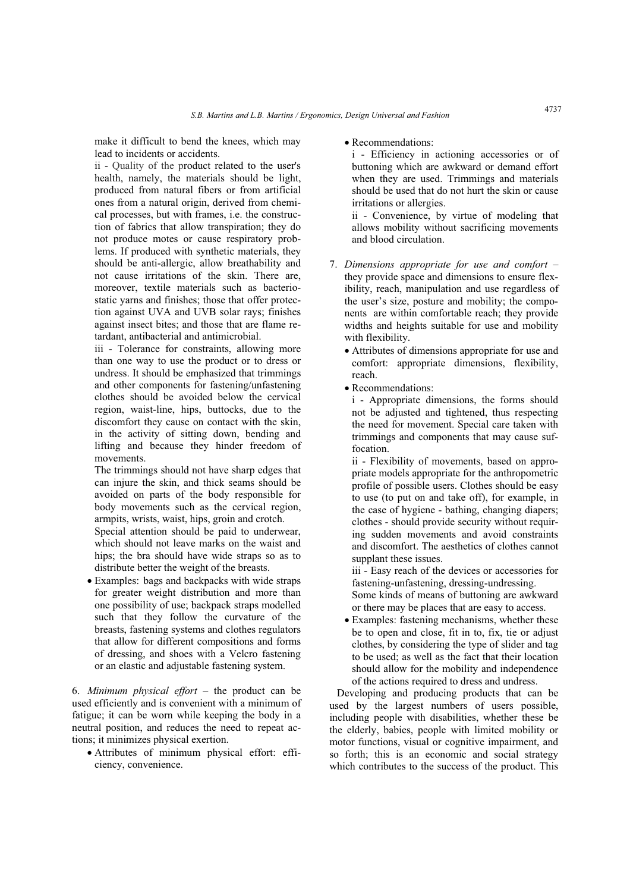make it difficult to bend the knees, which may lead to incidents or accidents.

ii - Quality of the product related to the user's health, namely, the materials should be light, produced from natural fibers or from artificial ones from a natural origin, derived from chemical processes, but with frames, i.e. the construction of fabrics that allow transpiration; they do not produce motes or cause respiratory problems. If produced with synthetic materials, they should be anti-allergic, allow breathability and not cause irritations of the skin. There are, moreover, textile materials such as bacteriostatic yarns and finishes; those that offer protection against UVA and UVB solar rays; finishes against insect bites; and those that are flame retardant, antibacterial and antimicrobial.

iii - Tolerance for constraints, allowing more than one way to use the product or to dress or undress. It should be emphasized that trimmings and other components for fastening/unfastening clothes should be avoided below the cervical region, waist-line, hips, buttocks, due to the discomfort they cause on contact with the skin, in the activity of sitting down, bending and lifting and because they hinder freedom of movements.

The trimmings should not have sharp edges that can injure the skin, and thick seams should be avoided on parts of the body responsible for body movements such as the cervical region, armpits, wrists, waist, hips, groin and crotch.

Special attention should be paid to underwear, which should not leave marks on the waist and hips; the bra should have wide straps so as to distribute better the weight of the breasts.

- Examples: bags and backpacks with wide straps for greater weight distribution and more than one possibility of use; backpack straps modelled such that they follow the curvature of the breasts, fastening systems and clothes regulators that allow for different compositions and forms of dressing, and shoes with a Velcro fastening or an elastic and adjustable fastening system.

6. *Minimum physical effort* – the product can be used efficiently and is convenient with a minimum of fatigue; it can be worn while keeping the body in a neutral position, and reduces the need to repeat actions; it minimizes physical exertion.

- Attributes of minimum physical effort: efficiency, convenience.
- Recommendations:

  i - Efficiency in actioning accessories or of buttoning which are awkward or demand effort when they are used. Trimmings and materials should be used that do not hurt the skin or cause irritations or allergies.

  ii - Convenience, by virtue of modeling that allows mobility without sacrificing movements and blood circulation.

7. *Dimensions appropriate for use and comfort* – they provide space and dimensions to ensure flexibility, reach, manipulation and use regardless of the user's size, posture and mobility; the components are within comfortable reach; they provide widths and heights suitable for use and mobility with flexibility.

- Attributes of dimensions appropriate for use and comfort: appropriate dimensions, flexibility, reach.
- Recommendations:

  i - Appropriate dimensions, the forms should not be adjusted and tightened, thus respecting the need for movement. Special care taken with trimmings and components that may cause suffocation.

  ii - Flexibility of movements, based on appropriate models appropriate for the anthropometric profile of possible users. Clothes should be easy to use (to put on and take off), for example, in the case of hygiene - bathing, changing diapers; clothes - should provide security without requiring sudden movements and avoid constraints and discomfort. The aesthetics of clothes cannot supplant these issues.

  iii - Easy reach of the devices or accessories for fastening-unfastening, dressing-undressing.

  Some kinds of means of buttoning are awkward or there may be places that are easy to access.

- Examples: fastening mechanisms, whether these be to open and close, fit in to, fix, tie or adjust clothes, by considering the type of slider and tag to be used; as well as the fact that their location should allow for the mobility and independence of the actions required to dress and undress.

Developing and producing products that can be used by the largest numbers of users possible, including people with disabilities, whether these be the elderly, babies, people with limited mobility or motor functions, visual or cognitive impairment, and so forth; this is an economic and social strategy which contributes to the success of the product. This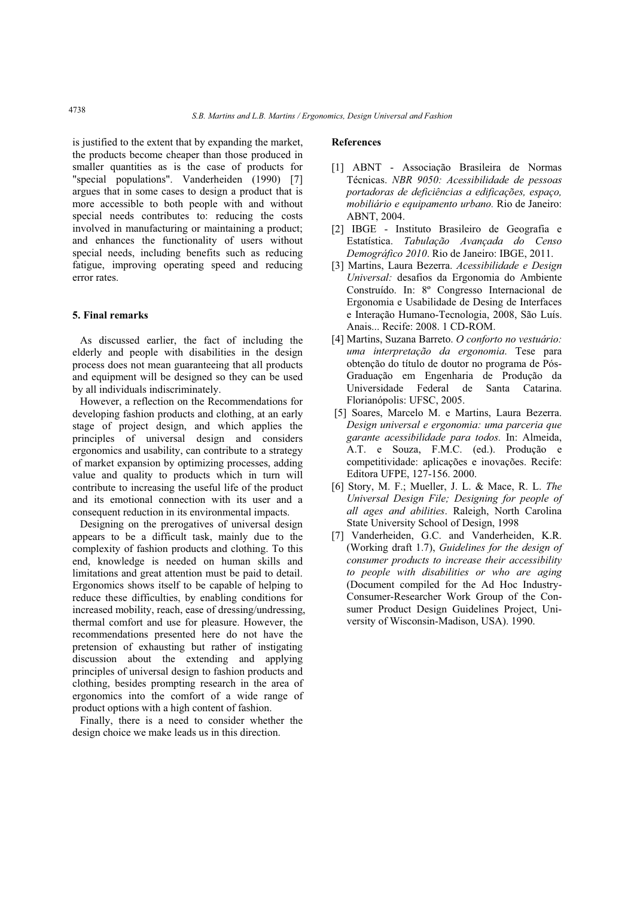is justified to the extent that by expanding the market, the products become cheaper than those produced in smaller quantities as is the case of products for "special populations". Vanderheiden (1990) [7] argues that in some cases to design a product that is more accessible to both people with and without special needs contributes to: reducing the costs involved in manufacturing or maintaining a product; and enhances the functionality of users without special needs, including benefits such as reducing fatigue, improving operating speed and reducing error rates.

## 5. Final remarks

As discussed earlier, the fact of including the elderly and people with disabilities in the design process does not mean guaranteeing that all products and equipment will be designed so they can be used by all individuals indiscriminately.

However, a reflection on the Recommendations for developing fashion products and clothing, at an early stage of project design, and which applies the principles of universal design and considers ergonomics and usability, can contribute to a strategy of market expansion by optimizing processes, adding value and quality to products which in turn will contribute to increasing the useful life of the product and its emotional connection with its user and a consequent reduction in its environmental impacts.

Designing on the prerogatives of universal design appears to be a difficult task, mainly due to the complexity of fashion products and clothing. To this end, knowledge is needed on human skills and limitations and great attention must be paid to detail. Ergonomics shows itself to be capable of helping to reduce these difficulties, by enabling conditions for increased mobility, reach, ease of dressing/undressing, thermal comfort and use for pleasure. However, the recommendations presented here do not have the pretension of exhausting but rather of instigating discussion about the extending and applying principles of universal design to fashion products and clothing, besides prompting research in the area of ergonomics into the comfort of a wide range of product options with a high content of fashion.

Finally, there is a need to consider whether the design choice we make leads us in this direction.

## References

[1] ABNT - Associação Brasileira de Normas Técnicas. *NBR 9050: Acessibilidade de pessoas portadoras de deficiências a edificações, espaço, mobiliário e equipamento urbano.* Rio de Janeiro: ABNT, 2004.

[2] IBGE - Instituto Brasileiro de Geografia e Estatística. *Tabulação Avançada do Censo Demográfico 2010*. Rio de Janeiro: IBGE, 2011.

[3] Martins, Laura Bezerra. *Acessibilidade e Design Universal:* desafios da Ergonomia do Ambiente Construído. In: 8º Congresso Internacional de Ergonomia e Usabilidade de Desing de Interfaces e Interação Humano-Tecnologia, 2008, São Luís. Anais... Recife: 2008. 1 CD-ROM.

[4] Martins, Suzana Barreto. *O conforto no vestuário: uma interpretação da ergonomia.* Tese para obtenção do título de doutor no programa de Pós-Graduação em Engenharia de Produção da Universidade Federal de Santa Catarina. Florianópolis: UFSC, 2005.

[5] Soares, Marcelo M. e Martins, Laura Bezerra. *Design universal e ergonomia: uma parceria que garante acessibilidade para todos.* In: Almeida, A.T. e Souza, F.M.C. (ed.). Produção e competitividade: aplicações e inovações. Recife: Editora UFPE, 127-156. 2000.

[6] Story, M. F.; Mueller, J. L. & Mace, R. L. *The Universal Design File; Designing for people of all ages and abilities*. Raleigh, North Carolina State University School of Design, 1998

[7] Vanderheiden, G.C. and Vanderheiden, K.R. (Working draft 1.7), *Guidelines for the design of consumer products to increase their accessibility to people with disabilities or who are aging* (Document compiled for the Ad Hoc Industry-Consumer-Researcher Work Group of the Consumer Product Design Guidelines Project, University of Wisconsin-Madison, USA). 1990.